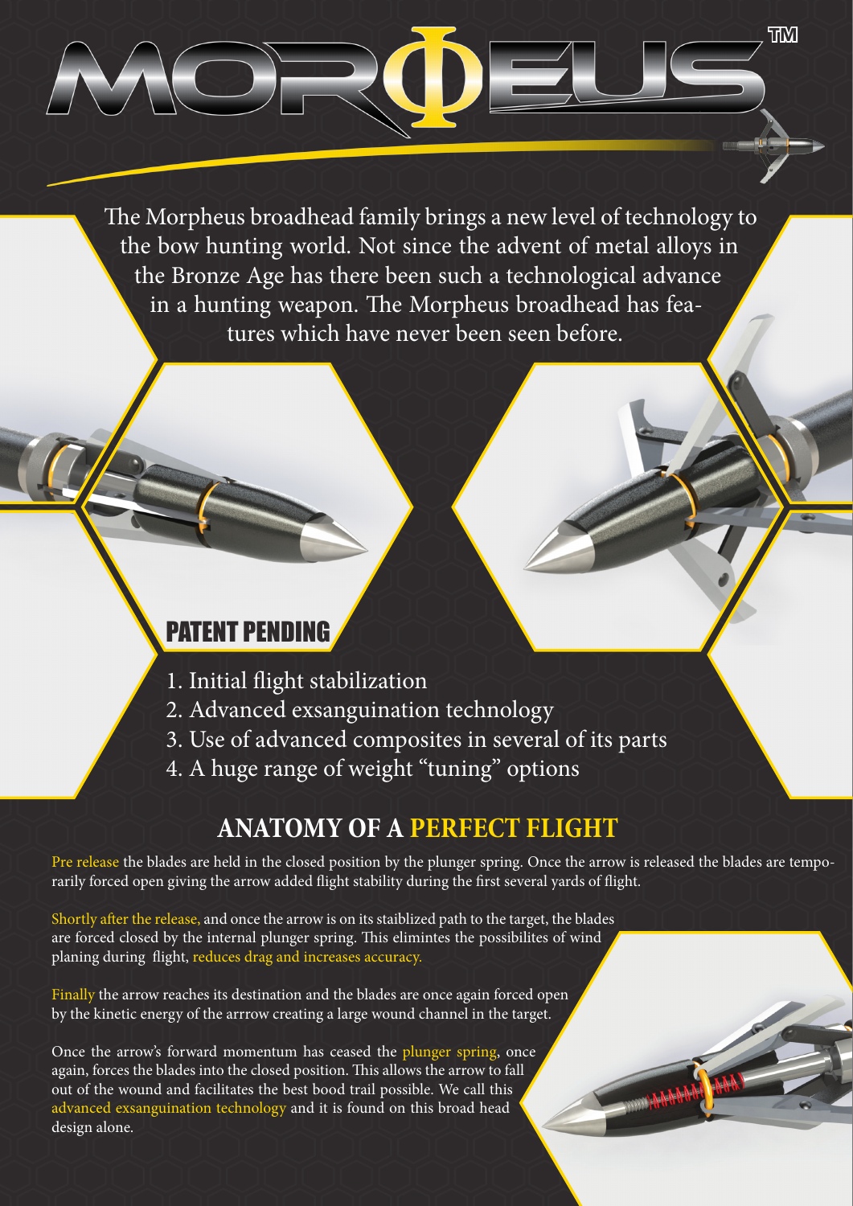# MORΦEUS™

The Morpheus broadhead family brings a new level of technology to the bow hunting world. Not since the advent of metal alloys in the Bronze Age has there been such a technological advance in a hunting weapon. The Morpheus broadhead has features which have never been seen before.

## PATENT PENDING

1. Initial flight stabilization
2. Advanced exsanguination technology
3. Use of advanced composites in several of its parts
4. A huge range of weight "tuning" options

## ANATOMY OF A PERFECT FLIGHT

Pre release the blades are held in the closed position by the plunger spring. Once the arrow is released the blades are temporarily forced open giving the arrow added flight stability during the first several yards of flight.

Shortly after the release, and once the arrow is on its staiblized path to the target, the blades are forced closed by the internal plunger spring. This elimintes the possibilites of wind planing during flight, reduces drag and increases accuracy.

Finally the arrow reaches its destination and the blades are once again forced open by the kinetic energy of the arrrow creating a large wound channel in the target.

Once the arrow's forward momentum has ceased the plunger spring, once again, forces the blades into the closed position. This allows the arrow to fall out of the wound and facilitates the best bood trail possible. We call this advanced exsanguination technology and it is found on this broad head design alone.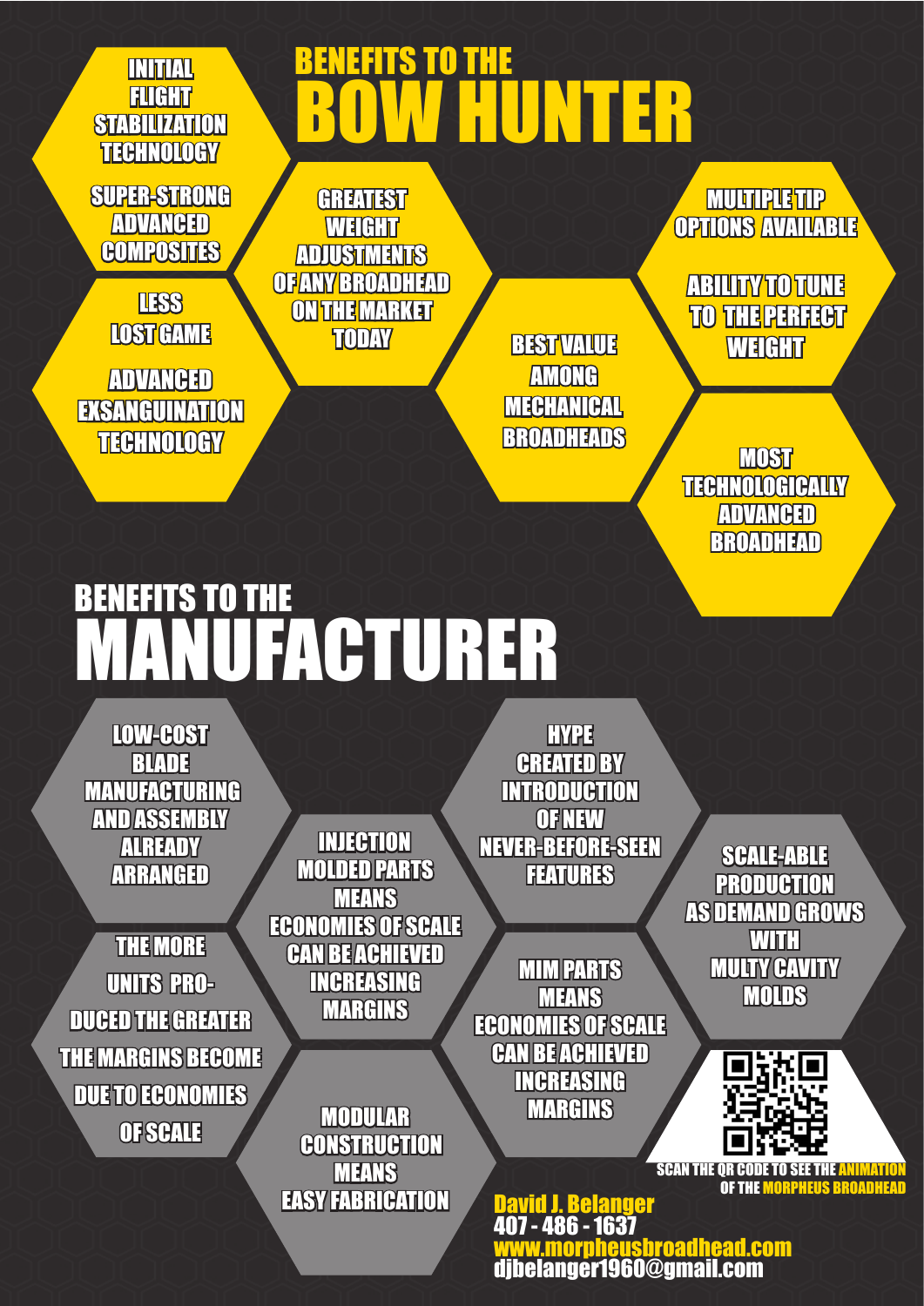## BENEFITS TO THE BOW HUNTER

- INITIAL FLIGHT STABILIZATION TECHNOLOGY
- SUPER-STRONG ADVANCED COMPOSITES
- LESS LOST GAME
- ADVANCED EXSANGUINATION TECHNOLOGY
- GREATEST WEIGHT ADJUSTMENTS OF ANY BROADHEAD ON THE MARKET TODAY
- BEST VALUE AMONG MECHANICAL BROADHEADS
- MULTIPLE TIP OPTIONS AVAILABLE
- ABILITY TO TUNE TO THE PERFECT WEIGHT
- MOST TECHNOLOGICALLY ADVANCED BROADHEAD

## BENEFITS TO THE MANUFACTURER

- LOW-COST BLADE MANUFACTURING AND ASSEMBLY ALREADY ARRANGED
- THE MORE UNITS PRO-DUCED THE GREATER THE MARGINS BECOME DUE TO ECONOMIES OF SCALE
- INJECTION MOLDED PARTS MEANS ECONOMIES OF SCALE CAN BE ACHIEVED INCREASING MARGINS
- MODULAR CONSTRUCTION MEANS EASY FABRICATION
- HYPE CREATED BY INTRODUCTION OF NEW NEVER-BEFORE-SEEN FEATURES
- MIM PARTS MEANS ECONOMIES OF SCALE CAN BE ACHIEVED INCREASING MARGINS
- SCALE-ABLE PRODUCTION AS DEMAND GROWS WITH MULTY CAVITY MOLDS

SCAN THE QR CODE TO SEE THE ANIMATION OF THE MORPHEUS BROADHEAD

David J. Belanger
407 - 486 - 1637
www.morpheusbroadhead.com
djbelanger1960@gmail.com